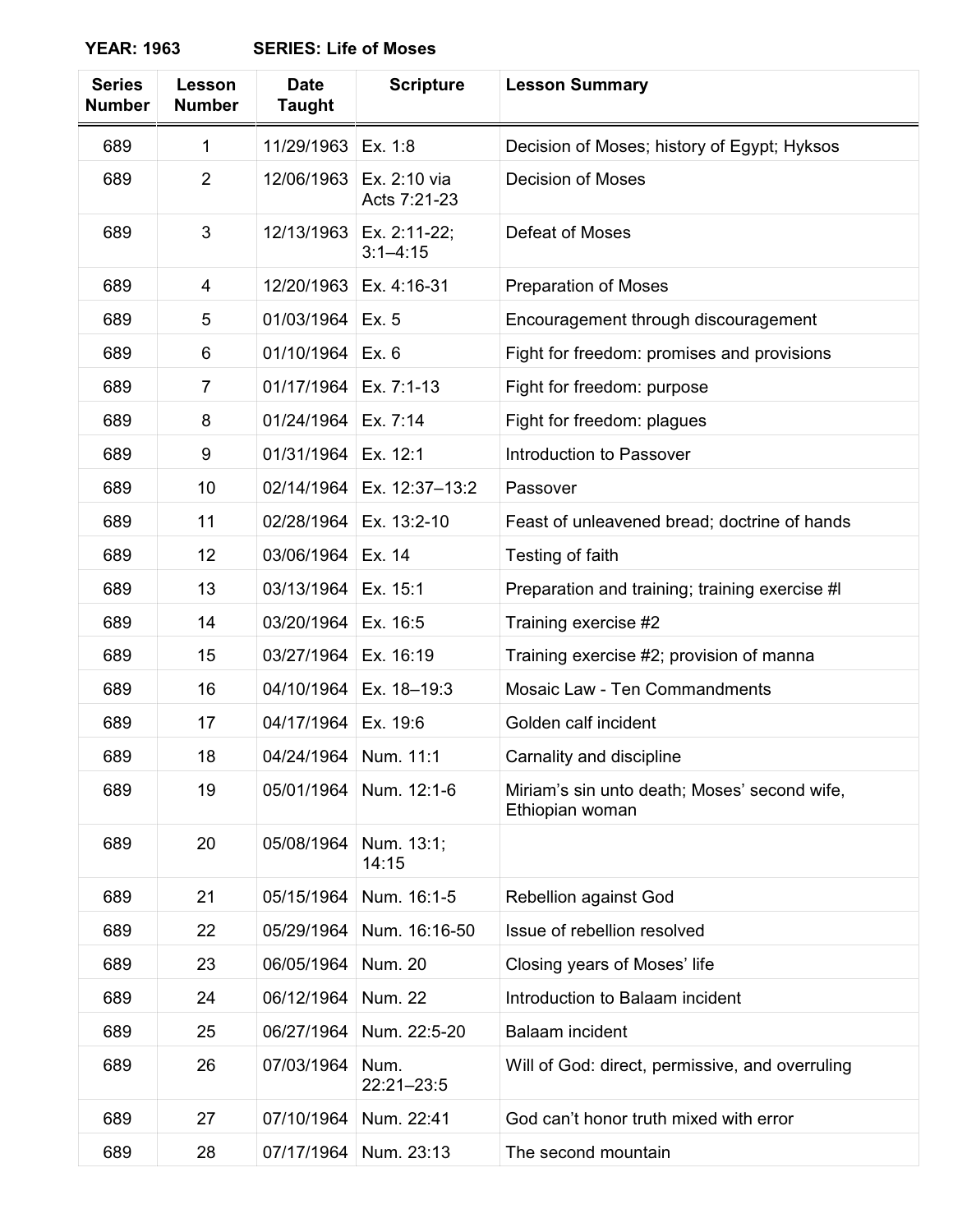**YEAR: 1963** **SERIES: Life of Moses**

| Series Number | Lesson Number | Date Taught | Scripture | Lesson Summary |
|---|---|---|---|---|
| 689 | 1 | 11/29/1963 | Ex. 1:8 | Decision of Moses; history of Egypt; Hyksos |
| 689 | 2 | 12/06/1963 | Ex. 2:10 via Acts 7:21-23 | Decision of Moses |
| 689 | 3 | 12/13/1963 | Ex. 2:11-22; 3:1–4:15 | Defeat of Moses |
| 689 | 4 | 12/20/1963 | Ex. 4:16-31 | Preparation of Moses |
| 689 | 5 | 01/03/1964 | Ex. 5 | Encouragement through discouragement |
| 689 | 6 | 01/10/1964 | Ex. 6 | Fight for freedom: promises and provisions |
| 689 | 7 | 01/17/1964 | Ex. 7:1-13 | Fight for freedom: purpose |
| 689 | 8 | 01/24/1964 | Ex. 7:14 | Fight for freedom: plagues |
| 689 | 9 | 01/31/1964 | Ex. 12:1 | Introduction to Passover |
| 689 | 10 | 02/14/1964 | Ex. 12:37–13:2 | Passover |
| 689 | 11 | 02/28/1964 | Ex. 13:2-10 | Feast of unleavened bread; doctrine of hands |
| 689 | 12 | 03/06/1964 | Ex. 14 | Testing of faith |
| 689 | 13 | 03/13/1964 | Ex. 15:1 | Preparation and training; training exercise #l |
| 689 | 14 | 03/20/1964 | Ex. 16:5 | Training exercise #2 |
| 689 | 15 | 03/27/1964 | Ex. 16:19 | Training exercise #2; provision of manna |
| 689 | 16 | 04/10/1964 | Ex. 18–19:3 | Mosaic Law - Ten Commandments |
| 689 | 17 | 04/17/1964 | Ex. 19:6 | Golden calf incident |
| 689 | 18 | 04/24/1964 | Num. 11:1 | Carnality and discipline |
| 689 | 19 | 05/01/1964 | Num. 12:1-6 | Miriam's sin unto death; Moses' second wife, Ethiopian woman |
| 689 | 20 | 05/08/1964 | Num. 13:1; 14:15 | |
| 689 | 21 | 05/15/1964 | Num. 16:1-5 | Rebellion against God |
| 689 | 22 | 05/29/1964 | Num. 16:16-50 | Issue of rebellion resolved |
| 689 | 23 | 06/05/1964 | Num. 20 | Closing years of Moses' life |
| 689 | 24 | 06/12/1964 | Num. 22 | Introduction to Balaam incident |
| 689 | 25 | 06/27/1964 | Num. 22:5-20 | Balaam incident |
| 689 | 26 | 07/03/1964 | Num. 22:21–23:5 | Will of God: direct, permissive, and overruling |
| 689 | 27 | 07/10/1964 | Num. 22:41 | God can't honor truth mixed with error |
| 689 | 28 | 07/17/1964 | Num. 23:13 | The second mountain |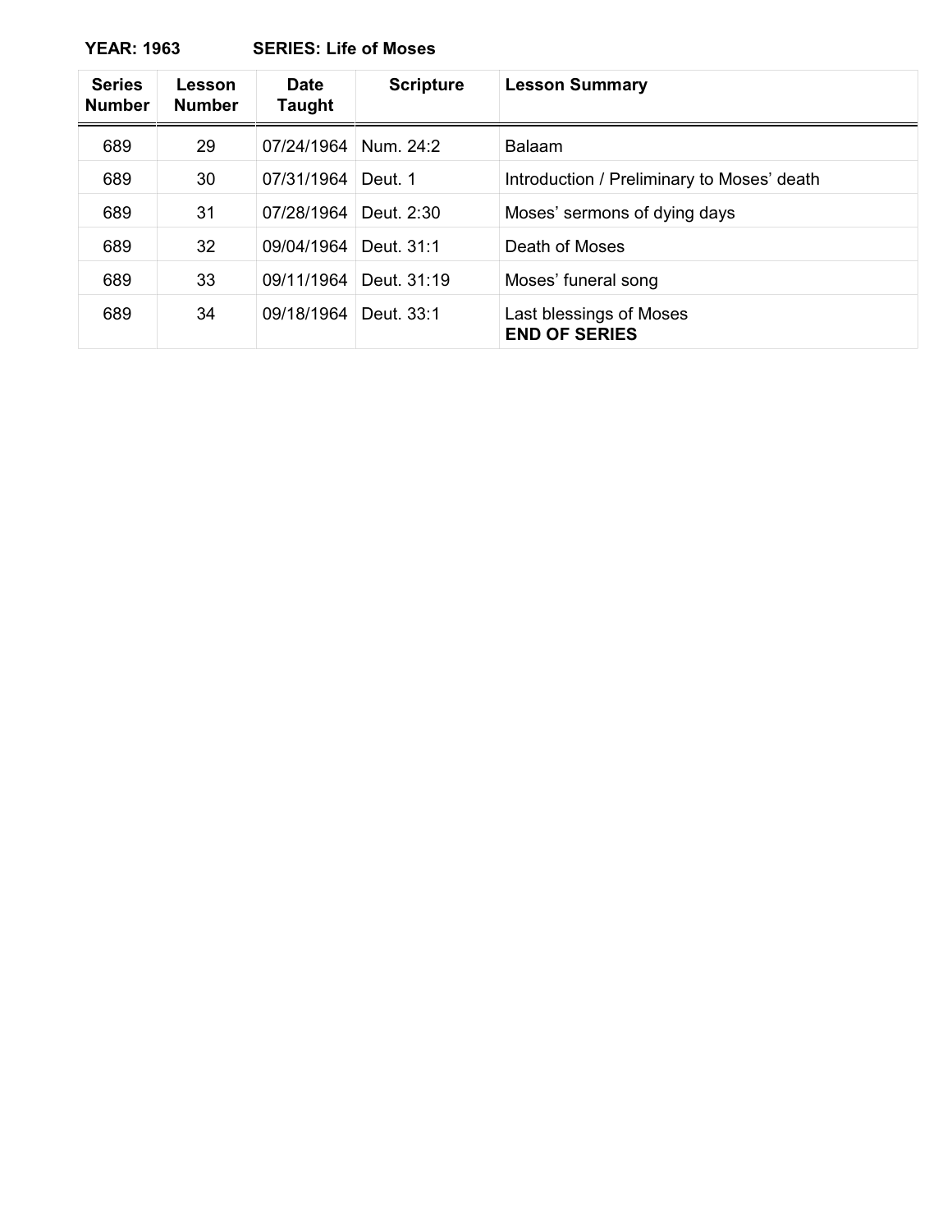**YEAR: 1963 SERIES: Life of Moses**

| Series Number | Lesson Number | Date Taught | Scripture | Lesson Summary |
|---|---|---|---|---|
| 689 | 29 | 07/24/1964 | Num. 24:2 | Balaam |
| 689 | 30 | 07/31/1964 | Deut. 1 | Introduction / Preliminary to Moses' death |
| 689 | 31 | 07/28/1964 | Deut. 2:30 | Moses' sermons of dying days |
| 689 | 32 | 09/04/1964 | Deut. 31:1 | Death of Moses |
| 689 | 33 | 09/11/1964 | Deut. 31:19 | Moses' funeral song |
| 689 | 34 | 09/18/1964 | Deut. 33:1 | Last blessings of Moses **END OF SERIES** |